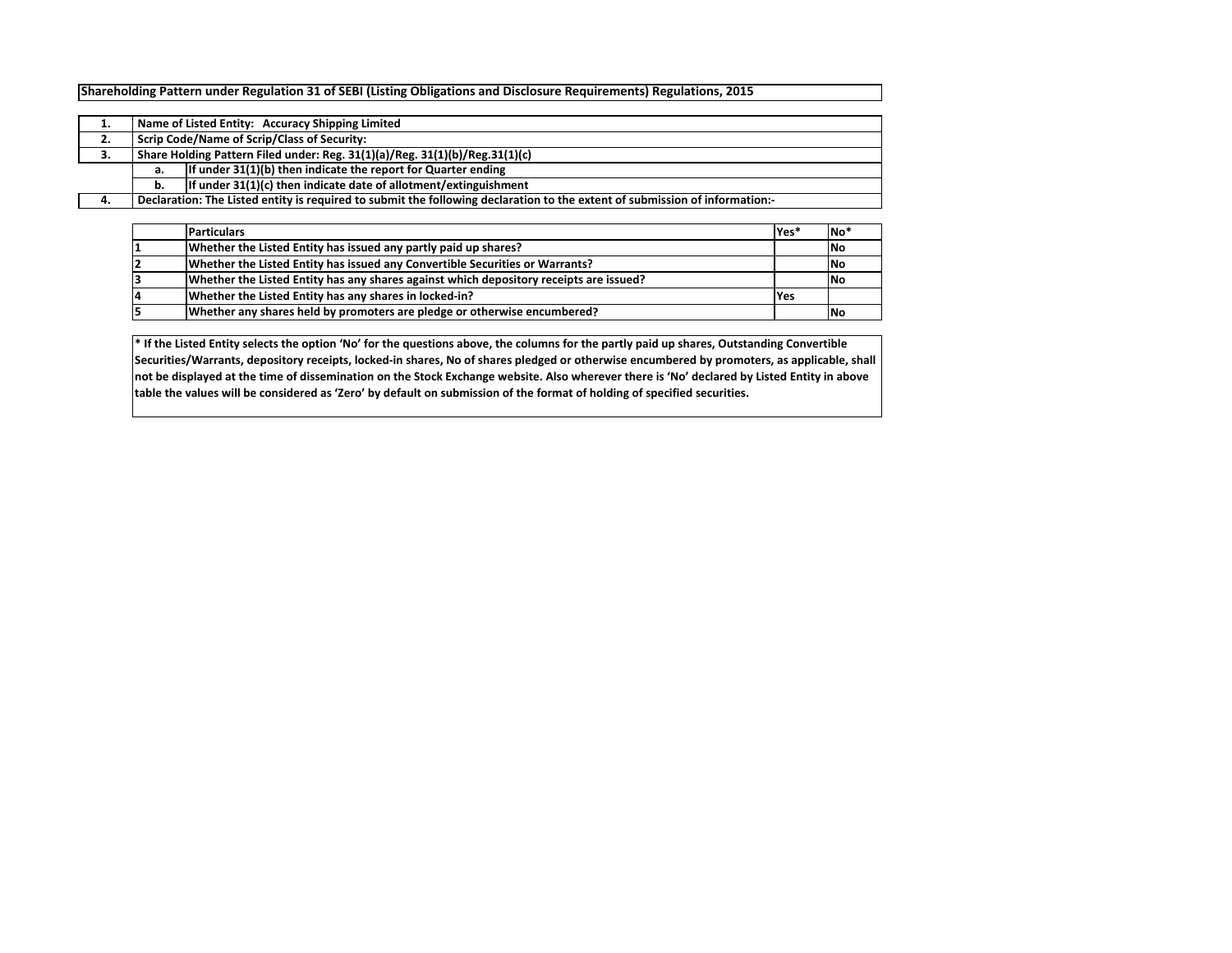**Shareholding Pattern under Regulation 31 of SEBI (Listing Obligations and Disclosure Requirements) Regulations, 2015**

| | | |
|---|---|---|
| **1.** | **Name of Listed Entity: Accuracy Shipping Limited** | |
| **2.** | **Scrip Code/Name of Scrip/Class of Security:** | |
| **3.** | **Share Holding Pattern Filed under: Reg. 31(1)(a)/Reg. 31(1)(b)/Reg.31(1)(c)** | |
| | **a.** | **If under 31(1)(b) then indicate the report for Quarter ending** |
| | **b.** | **If under 31(1)(c) then indicate date of allotment/extinguishment** |
| **4.** | **Declaration: The Listed entity is required to submit the following declaration to the extent of submission of information:-** | |

| | Particulars | Yes* | No* |
|---|---|---|---|
| 1 | Whether the Listed Entity has issued any partly paid up shares? | | No |
| 2 | Whether the Listed Entity has issued any Convertible Securities or Warrants? | | No |
| 3 | Whether the Listed Entity has any shares against which depository receipts are issued? | | No |
| 4 | Whether the Listed Entity has any shares in locked-in? | Yes | |
| 5 | Whether any shares held by promoters are pledge or otherwise encumbered? | | No |

**\* If the Listed Entity selects the option 'No' for the questions above, the columns for the partly paid up shares, Outstanding Convertible Securities/Warrants, depository receipts, locked-in shares, No of shares pledged or otherwise encumbered by promoters, as applicable, shall not be displayed at the time of dissemination on the Stock Exchange website. Also wherever there is 'No' declared by Listed Entity in above table the values will be considered as 'Zero' by default on submission of the format of holding of specified securities.**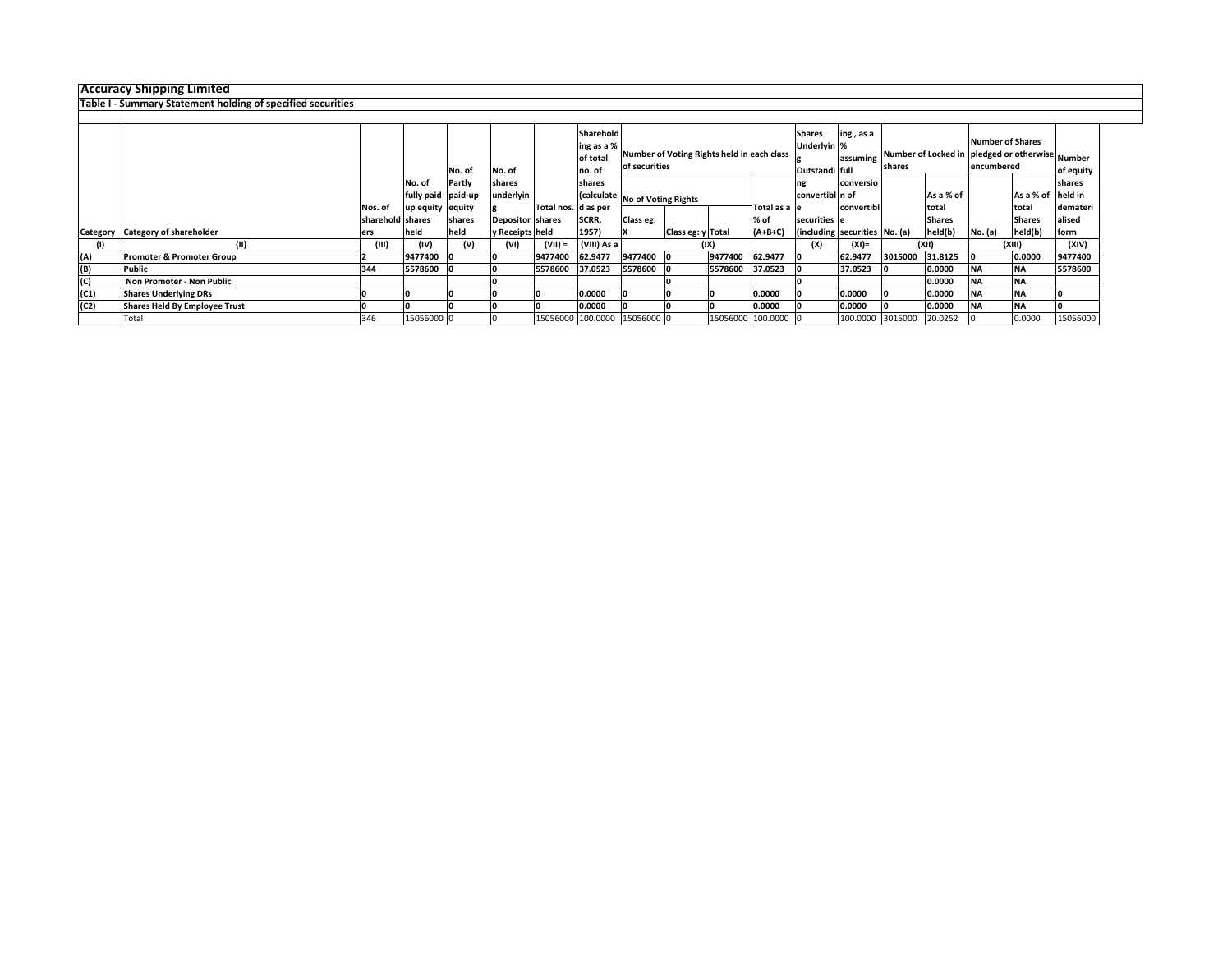# Accuracy Shipping Limited

## Table I - Summary Statement holding of specified securities

| Category | Category of shareholder | Nos. of shareholders | No. of fully paid up equity shares held | No. of Partly paid-up equity shares held | No. of shares underlying Depository Receipts | Total nos. shares held | Shareholding as a % of total no. of shares (calculated as per SCRR, 1957) | Number of Voting Rights held in each class of securities | | | | Shares Underlying Outstanding convertible securities (including | ing , as a % assuming full conversion of convertible securities | Number of Locked in shares | | Number of Shares pledged or otherwise encumbered | | Number of equity shares held in dematerialised form |
|---|---|---|---|---|---|---|---|---|---|---|---|---|---|---|---|---|---|---|
| | | | | | | | | No of Voting Rights | | | Total as a % of (A+B+C) | | | No. (a) | As a % of total Shares held(b) | No. (a) | As a % of total Shares held(b) | |
| | | | | | | | | Class eg: X | Class eg: y | Total | | | | | | | | |
| (I) | (II) | (III) | (IV) | (V) | (VI) | (VII) = | (VIII) As a | (IX) | | | | (X) | (XI)= | (XII) | | (XIII) | | (XIV) |
| (A) | **Promoter & Promoter Group** | **2** | **9477400** | **0** | **0** | **9477400** | **62.9477** | **9477400** | **0** | **9477400** | **62.9477** | **0** | **62.9477** | **3015000** | **31.8125** | **0** | **0.0000** | **9477400** |
| (B) | **Public** | **344** | **5578600** | **0** | **0** | **5578600** | **37.0523** | **5578600** | **0** | **5578600** | **37.0523** | **0** | **37.0523** | **0** | **0.0000** | **NA** | **NA** | **5578600** |
| (C) | **Non Promoter - Non Public** | | | | **0** | | | | **0** | | | **0** | | | **0.0000** | **NA** | **NA** | |
| (C1) | **Shares Underlying DRs** | **0** | **0** | **0** | **0** | **0** | **0.0000** | **0** | **0** | **0** | **0.0000** | **0** | **0.0000** | **0** | **0.0000** | **NA** | **NA** | **0** |
| (C2) | **Shares Held By Employee Trust** | **0** | **0** | **0** | **0** | **0** | **0.0000** | **0** | **0** | **0** | **0.0000** | **0** | **0.0000** | **0** | **0.0000** | **NA** | **NA** | **0** |
| | Total | 346 | 15056000 | 0 | 0 | 15056000 | 100.0000 | 15056000 | 0 | 15056000 | 100.0000 | 0 | 100.0000 | 3015000 | 20.0252 | 0 | 0.0000 | 15056000 |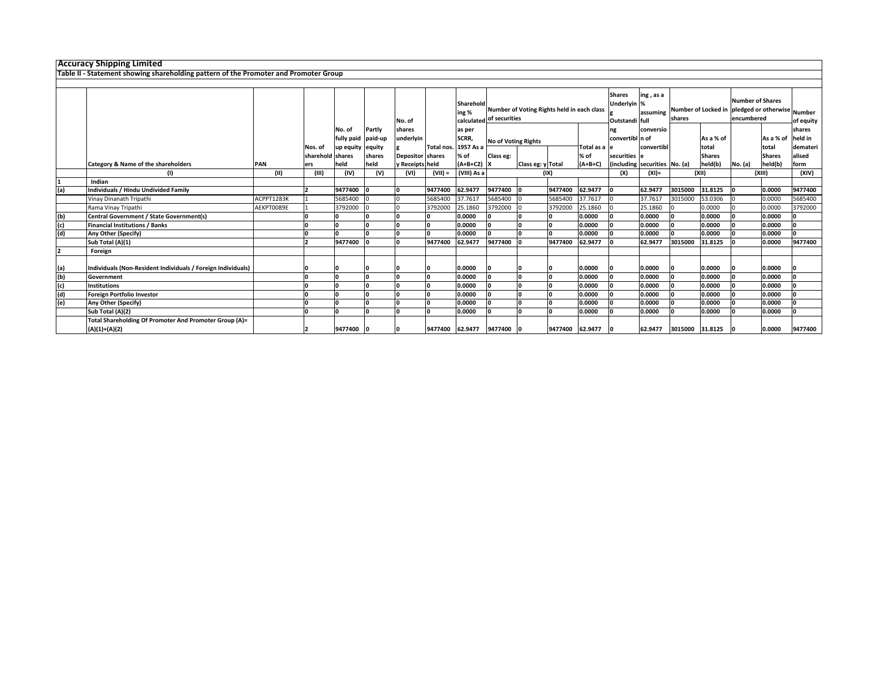# Accuracy Shipping Limited

## Table II - Statement showing shareholding pattern of the Promoter and Promoter Group

| | Category & Name of the shareholders | PAN | Nos. of shareholders | No. of fully paid up equity shares held | Partly paid-up equity shares held | No. of shares underlying Depository Receipts | Total nos. shares held | Shareholding % calculated as per SCRR, 1957 As a % of (A+B+C2) | Number of Voting Rights held in each class of securities | | | | Shares Underlying Outstanding convertible securities (including | Shareholding , as a % assuming full conversion of convertible securities | Number of Locked in shares | | Number of Shares pledged or otherwise encumbered | | Number of equity shares held in dematerialised form |
|---|---|---|---|---|---|---|---|---|---|---|---|---|---|---|---|---|---|---|---|
| | | | | | | | | | No of Voting Rights | | | Total as a % of (A+B+C) | | | No. (a) | As a % of total Shares held(b) | No. (a) | As a % of total Shares held(b) | |
| | | | | | | | | | Class eg: X | Class eg: y | Total | | | | | | | | |
| | (I) | (II) | (III) | (IV) | (V) | (VI) | (VII) = | (VIII) As a | (IX) | | | | (X) | (XI)= | (XII) | | (XIII) | | (XIV) |
| 1 | **Indian** | | | | | | | | | | | | | | | | | | |
| (a) | **Individuals / Hindu Undivided Family** | | **2** | **9477400** | **0** | **0** | **9477400** | **62.9477** | **9477400** | **0** | **9477400** | **62.9477** | **0** | **62.9477** | **3015000** | **31.8125** | **0** | **0.0000** | **9477400** |
| | Vinay Dinanath Tripathi | ACPPT1283K | 1 | 5685400 | 0 | 0 | 5685400 | 37.7617 | 5685400 | 0 | 5685400 | 37.7617 | 0 | 37.7617 | 3015000 | 53.0306 | 0 | 0.0000 | 5685400 |
| | Rama Vinay Tripathi | AEKPT0089E | 1 | 3792000 | 0 | 0 | 3792000 | 25.1860 | 3792000 | 0 | 3792000 | 25.1860 | 0 | 25.1860 | 0 | 0.0000 | 0 | 0.0000 | 3792000 |
| (b) | **Central Government / State Government(s)** | | **0** | **0** | **0** | **0** | **0** | **0.0000** | **0** | **0** | **0** | **0.0000** | **0** | **0.0000** | **0** | **0.0000** | **0** | **0.0000** | **0** |
| (c) | **Financial Institutions / Banks** | | **0** | **0** | **0** | **0** | **0** | **0.0000** | **0** | **0** | **0** | **0.0000** | **0** | **0.0000** | **0** | **0.0000** | **0** | **0.0000** | **0** |
| (d) | **Any Other (Specify)** | | **0** | **0** | **0** | **0** | **0** | **0.0000** | **0** | **0** | **0** | **0.0000** | **0** | **0.0000** | **0** | **0.0000** | **0** | **0.0000** | **0** |
| | **Sub Total (A)(1)** | | **2** | **9477400** | **0** | **0** | **9477400** | **62.9477** | **9477400** | **0** | **9477400** | **62.9477** | **0** | **62.9477** | **3015000** | **31.8125** | **0** | **0.0000** | **9477400** |
| 2 | **Foreign** | | | | | | | | | | | | | | | | | | |
| (a) | **Individuals (Non-Resident Individuals / Foreign Individuals)** | | **0** | **0** | **0** | **0** | **0** | **0.0000** | **0** | **0** | **0** | **0.0000** | **0** | **0.0000** | **0** | **0.0000** | **0** | **0.0000** | **0** |
| (b) | **Government** | | **0** | **0** | **0** | **0** | **0** | **0.0000** | **0** | **0** | **0** | **0.0000** | **0** | **0.0000** | **0** | **0.0000** | **0** | **0.0000** | **0** |
| (c) | **Institutions** | | **0** | **0** | **0** | **0** | **0** | **0.0000** | **0** | **0** | **0** | **0.0000** | **0** | **0.0000** | **0** | **0.0000** | **0** | **0.0000** | **0** |
| (d) | **Foreign Portfolio Investor** | | **0** | **0** | **0** | **0** | **0** | **0.0000** | **0** | **0** | **0** | **0.0000** | **0** | **0.0000** | **0** | **0.0000** | **0** | **0.0000** | **0** |
| (e) | **Any Other (Specify)** | | **0** | **0** | **0** | **0** | **0** | **0.0000** | **0** | **0** | **0** | **0.0000** | **0** | **0.0000** | **0** | **0.0000** | **0** | **0.0000** | **0** |
| | **Sub Total (A)(2)** | | **0** | **0** | **0** | **0** | **0** | **0.0000** | **0** | **0** | **0** | **0.0000** | **0** | **0.0000** | **0** | **0.0000** | **0** | **0.0000** | **0** |
| | **Total Shareholding Of Promoter And Promoter Group (A)= (A)(1)+(A)(2)** | | **2** | **9477400** | **0** | **0** | **9477400** | **62.9477** | **9477400** | **0** | **9477400** | **62.9477** | **0** | **62.9477** | **3015000** | **31.8125** | **0** | **0.0000** | **9477400** |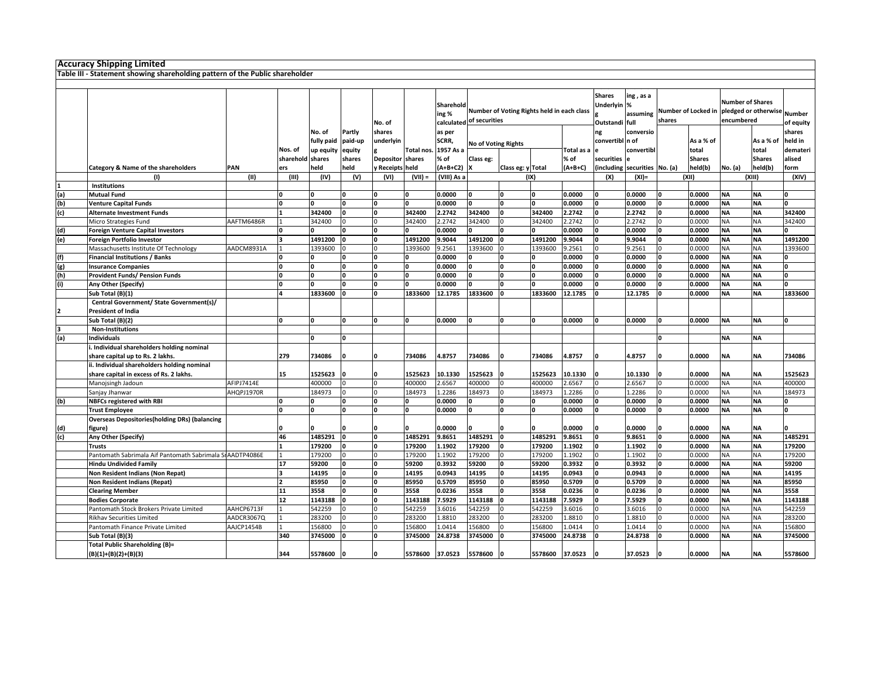# Accuracy Shipping Limited

## Table III - Statement showing shareholding pattern of the Public shareholder

| | Category & Name of the shareholders | PAN | Nos. of shareholders | No. of fully paid up equity shares held | Partly paid-up equity shares held | No. of shares underlying Depository Receipts | Total nos. shares held | Shareholding % calculated as per SCRR, 1957 As a % of (A+B+C2) | Number of Voting Rights held in each class of securities | | | | No. of Shares Underlying Outstanding convertible securities (including | Shareholding , as a % assuming full conversion of convertible | Number of Locked in shares | | Number of Shares pledged or otherwise encumbered | | Number of equity shares held in dematerialised form |
|---|---|---|---|---|---|---|---|---|---|---|---|---|---|---|---|---|---|---|---|
| | | | | | | | | | No of Voting Rights | | | Total as a % of (A+B+C) | | | No. (a) | As a % of total Shares held(b) | No. (a) | As a % of total Shares held(b) | |
| | | | | | | | | | Class eg: X | Class eg: y | Total | | | | | | | | |
| | (I) | (II) | (III) | (IV) | (V) | (VI) | (VII) = | (VIII) As a | (IX) | | | | (X) | (XI)= | (XII) | | (XIII) | | (XIV) |
| 1 | **Institutions** | | | | | | | | | | | | | | | | | | |
| (a) | **Mutual Fund** | | 0 | 0 | 0 | 0 | 0 | 0.0000 | 0 | 0 | 0 | 0.0000 | 0 | 0.0000 | 0 | 0.0000 | NA | NA | 0 |
| (b) | **Venture Capital Funds** | | 0 | 0 | 0 | 0 | 0 | 0.0000 | 0 | 0 | 0 | 0.0000 | 0 | 0.0000 | 0 | 0.0000 | NA | NA | 0 |
| (c) | **Alternate Investment Funds** | | 1 | 342400 | 0 | 0 | 342400 | 2.2742 | 342400 | 0 | 342400 | 2.2742 | 0 | 2.2742 | 0 | 0.0000 | NA | NA | 342400 |
| | Micro Strategies Fund | AAFTM6486R | 1 | 342400 | 0 | 0 | 342400 | 2.2742 | 342400 | 0 | 342400 | 2.2742 | 0 | 2.2742 | 0 | 0.0000 | NA | NA | 342400 |
| (d) | **Foreign Venture Capital Investors** | | 0 | 0 | 0 | 0 | 0 | 0.0000 | 0 | 0 | 0 | 0.0000 | 0 | 0.0000 | 0 | 0.0000 | NA | NA | 0 |
| (e) | **Foreign Portfolio Investor** | | 3 | 1491200 | 0 | 0 | 1491200 | 9.9044 | 1491200 | 0 | 1491200 | 9.9044 | 0 | 9.9044 | 0 | 0.0000 | NA | NA | 1491200 |
| | Massachusetts Institute Of Technology | AADCM8931A | 1 | 1393600 | 0 | 0 | 1393600 | 9.2561 | 1393600 | 0 | 1393600 | 9.2561 | 0 | 9.2561 | 0 | 0.0000 | NA | NA | 1393600 |
| (f) | **Financial Institutions / Banks** | | 0 | 0 | 0 | 0 | 0 | 0.0000 | 0 | 0 | 0 | 0.0000 | 0 | 0.0000 | 0 | 0.0000 | NA | NA | 0 |
| (g) | **Insurance Companies** | | 0 | 0 | 0 | 0 | 0 | 0.0000 | 0 | 0 | 0 | 0.0000 | 0 | 0.0000 | 0 | 0.0000 | NA | NA | 0 |
| (h) | **Provident Funds/ Pension Funds** | | 0 | 0 | 0 | 0 | 0 | 0.0000 | 0 | 0 | 0 | 0.0000 | 0 | 0.0000 | 0 | 0.0000 | NA | NA | 0 |
| (i) | **Any Other (Specify)** | | 0 | 0 | 0 | 0 | 0 | 0.0000 | 0 | 0 | 0 | 0.0000 | 0 | 0.0000 | 0 | 0.0000 | NA | NA | 0 |
| | **Sub Total (B)(1)** | | 4 | 1833600 | 0 | 0 | 1833600 | 12.1785 | 1833600 | 0 | 1833600 | 12.1785 | 0 | 12.1785 | 0 | 0.0000 | NA | NA | 1833600 |
| 2 | **Central Government/ State Government(s)/ President of India** | | | | | | | | | | | | | | | | | | |
| | **Sub Total (B)(2)** | | 0 | 0 | 0 | 0 | 0 | 0.0000 | 0 | 0 | 0 | 0.0000 | 0 | 0.0000 | 0 | 0.0000 | NA | NA | 0 |
| 3 | **Non-Institutions** | | | | | | | | | | | | | | | | | | |
| (a) | **Individuals** | | | 0 | 0 | | | | | | | | | | 0 | | NA | NA | |
| | **i. Individual shareholders holding nominal share capital up to Rs. 2 lakhs.** | | 279 | 734086 | 0 | 0 | 734086 | 4.8757 | 734086 | 0 | 734086 | 4.8757 | 0 | 4.8757 | 0 | 0.0000 | NA | NA | 734086 |
| | **ii. Individual shareholders holding nominal share capital in excess of Rs. 2 lakhs.** | | 15 | 1525623 | 0 | 0 | 1525623 | 10.1330 | 1525623 | 0 | 1525623 | 10.1330 | 0 | 10.1330 | 0 | 0.0000 | NA | NA | 1525623 |
| | Manojsingh Jadoun | AFIPJ7414E | | 400000 | 0 | 0 | 400000 | 2.6567 | 400000 | 0 | 400000 | 2.6567 | 0 | 2.6567 | 0 | 0.0000 | NA | NA | 400000 |
| | Sanjay Jhanwar | AHQPJ1970R | | 184973 | 0 | 0 | 184973 | 1.2286 | 184973 | 0 | 184973 | 1.2286 | 0 | 1.2286 | 0 | 0.0000 | NA | NA | 184973 |
| (b) | **NBFCs registered with RBI** | | 0 | 0 | 0 | 0 | 0 | 0.0000 | 0 | 0 | 0 | 0.0000 | 0 | 0.0000 | 0 | 0.0000 | NA | NA | 0 |
| | **Trust Employee** | | 0 | 0 | 0 | 0 | 0 | 0.0000 | 0 | 0 | 0 | 0.0000 | 0 | 0.0000 | 0 | 0.0000 | NA | NA | 0 |
| (d) | **Overseas Depositories(holding DRs) (balancing figure)** | | 0 | 0 | 0 | 0 | 0 | 0.0000 | 0 | 0 | 0 | 0.0000 | 0 | 0.0000 | 0 | 0.0000 | NA | NA | 0 |
| (c) | **Any Other (Specify)** | | 46 | 1485291 | 0 | 0 | 1485291 | 9.8651 | 1485291 | 0 | 1485291 | 9.8651 | 0 | 9.8651 | 0 | 0.0000 | NA | NA | 1485291 |
| | **Trusts** | | 1 | 179200 | 0 | 0 | 179200 | 1.1902 | 179200 | 0 | 179200 | 1.1902 | 0 | 1.1902 | 0 | 0.0000 | NA | NA | 179200 |
| | Pantomath Sabrimala Aif Pantomath Sabrimala Sr | AADTP4086E | 1 | 179200 | 0 | 0 | 179200 | 1.1902 | 179200 | 0 | 179200 | 1.1902 | 0 | 1.1902 | 0 | 0.0000 | NA | NA | 179200 |
| | **Hindu Undivided Family** | | 17 | 59200 | 0 | 0 | 59200 | 0.3932 | 59200 | 0 | 59200 | 0.3932 | 0 | 0.3932 | 0 | 0.0000 | NA | NA | 59200 |
| | **Non Resident Indians (Non Repat)** | | 3 | 14195 | 0 | 0 | 14195 | 0.0943 | 14195 | 0 | 14195 | 0.0943 | 0 | 0.0943 | 0 | 0.0000 | NA | NA | 14195 |
| | **Non Resident Indians (Repat)** | | 2 | 85950 | 0 | 0 | 85950 | 0.5709 | 85950 | 0 | 85950 | 0.5709 | 0 | 0.5709 | 0 | 0.0000 | NA | NA | 85950 |
| | **Clearing Member** | | 11 | 3558 | 0 | 0 | 3558 | 0.0236 | 3558 | 0 | 3558 | 0.0236 | 0 | 0.0236 | 0 | 0.0000 | NA | NA | 3558 |
| | **Bodies Corporate** | | 12 | 1143188 | 0 | 0 | 1143188 | 7.5929 | 1143188 | 0 | 1143188 | 7.5929 | 0 | 7.5929 | 0 | 0.0000 | NA | NA | 1143188 |
| | Pantomath Stock Brokers Private Limited | AAHCP6713F | 1 | 542259 | 0 | 0 | 542259 | 3.6016 | 542259 | 0 | 542259 | 3.6016 | 0 | 3.6016 | 0 | 0.0000 | NA | NA | 542259 |
| | Rikhav Securities Limited | AADCR3067Q | 1 | 283200 | 0 | 0 | 283200 | 1.8810 | 283200 | 0 | 283200 | 1.8810 | 0 | 1.8810 | 0 | 0.0000 | NA | NA | 283200 |
| | Pantomath Finance Private Limited | AAJCP1454B | 1 | 156800 | 0 | 0 | 156800 | 1.0414 | 156800 | 0 | 156800 | 1.0414 | 0 | 1.0414 | 0 | 0.0000 | NA | NA | 156800 |
| | **Sub Total (B)(3)** | | 340 | 3745000 | 0 | 0 | 3745000 | 24.8738 | 3745000 | 0 | 3745000 | 24.8738 | 0 | 24.8738 | 0 | 0.0000 | NA | NA | 3745000 |
| | **Total Public Shareholding (B)= (B)(1)+(B)(2)+(B)(3)** | | 344 | 5578600 | 0 | 0 | 5578600 | 37.0523 | 5578600 | 0 | 5578600 | 37.0523 | 0 | 37.0523 | 0 | 0.0000 | NA | NA | 5578600 |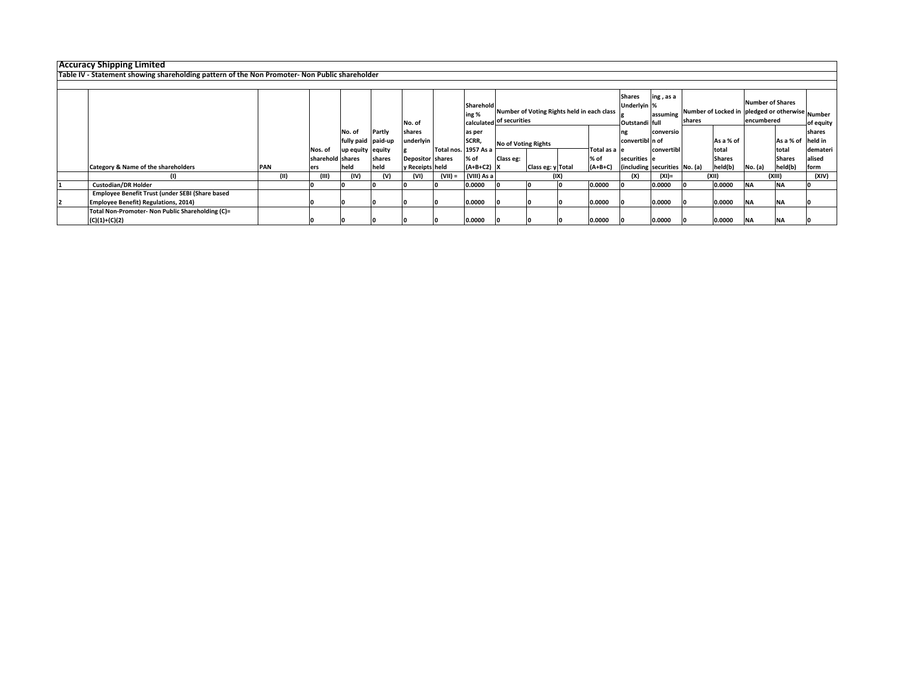**Accuracy Shipping Limited**

**Table IV - Statement showing shareholding pattern of the Non Promoter- Non Public shareholder**

| | Category & Name of the shareholders | PAN | Nos. of shareholders | No. of fully paid up equity shares held | Partly paid-up equity shares held | No. of shares underlying Depository Receipts | Total nos. shares held | Shareholding % calculated as per SCRR, 1957 As a % of (A+B+C2) | Number of Voting Rights held in each class of securities | | | | Shares Underlying Outstanding convertible securities (including | ing , as a % assuming full conversion of convertible securities | Number of Locked in shares | | Number of Shares pledged or otherwise encumbered | | Number of equity shares held in dematerialised form |
|---|---|---|---|---|---|---|---|---|---|---|---|---|---|---|---|---|---|---|---|
| | | | | | | | | | No of Voting Rights | | | Total as a % of (A+B+C) | | | No. (a) | As a % of total Shares held(b) | No. (a) | As a % of total Shares held(b) | |
| | | | | | | | | | Class eg: X | Class eg: y | Total | | | | | | | | |
| | (I) | (II) | (III) | (IV) | (V) | (VI) | (VII) = | (VIII) As a | (IX) | | | | (X) | (XI)= | (XII) | | (XIII) | | (XIV) |
| 1 | Custodian/DR Holder | | 0 | 0 | 0 | 0 | 0 | 0.0000 | 0 | 0 | 0 | 0.0000 | 0 | 0.0000 | 0 | 0.0000 | NA | NA | 0 |
| 2 | Employee Benefit Trust (under SEBI (Share based Employee Benefit) Regulations, 2014) | | 0 | 0 | 0 | 0 | 0 | 0.0000 | 0 | 0 | 0 | 0.0000 | 0 | 0.0000 | 0 | 0.0000 | NA | NA | 0 |
| | Total Non-Promoter- Non Public Shareholding (C)= (C)(1)+(C)(2) | | 0 | 0 | 0 | 0 | 0 | 0.0000 | 0 | 0 | 0 | 0.0000 | 0 | 0.0000 | 0 | 0.0000 | NA | NA | 0 |